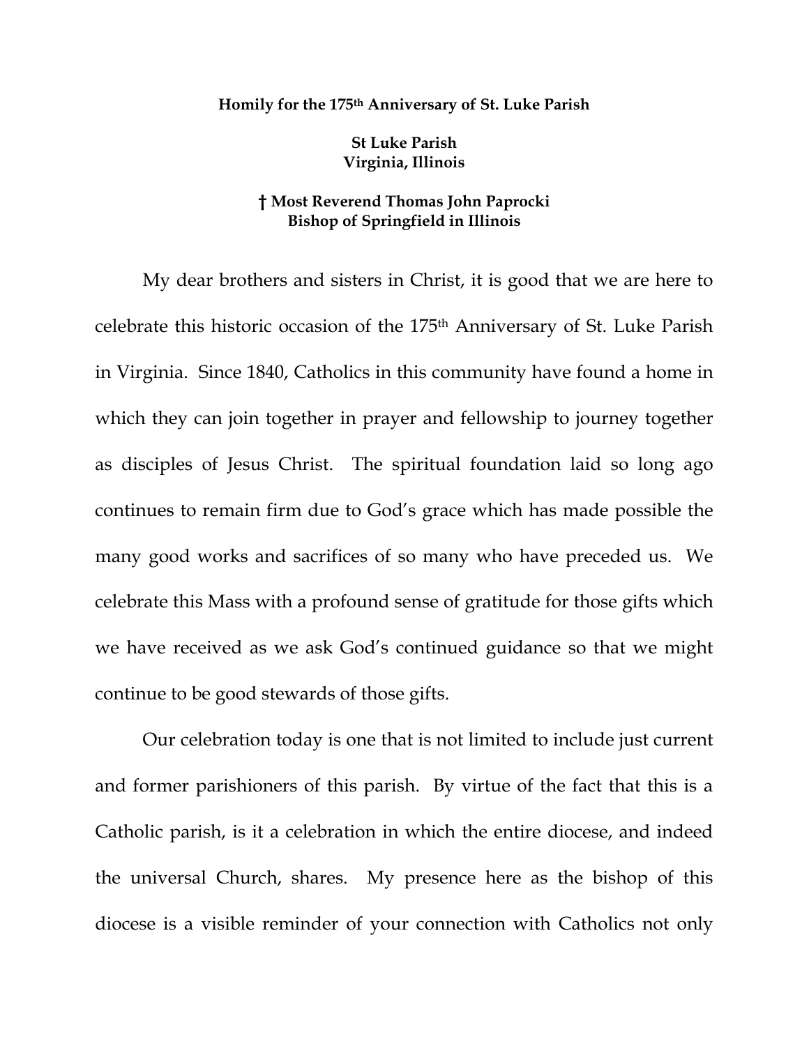**Homily for the 175th Anniversary of St. Luke Parish**

**St Luke Parish**
**Virginia, Illinois**

**† Most Reverend Thomas John Paprocki**
**Bishop of Springfield in Illinois**

My dear brothers and sisters in Christ, it is good that we are here to celebrate this historic occasion of the 175th Anniversary of St. Luke Parish in Virginia. Since 1840, Catholics in this community have found a home in which they can join together in prayer and fellowship to journey together as disciples of Jesus Christ. The spiritual foundation laid so long ago continues to remain firm due to God's grace which has made possible the many good works and sacrifices of so many who have preceded us. We celebrate this Mass with a profound sense of gratitude for those gifts which we have received as we ask God's continued guidance so that we might continue to be good stewards of those gifts.

Our celebration today is one that is not limited to include just current and former parishioners of this parish. By virtue of the fact that this is a Catholic parish, is it a celebration in which the entire diocese, and indeed the universal Church, shares. My presence here as the bishop of this diocese is a visible reminder of your connection with Catholics not only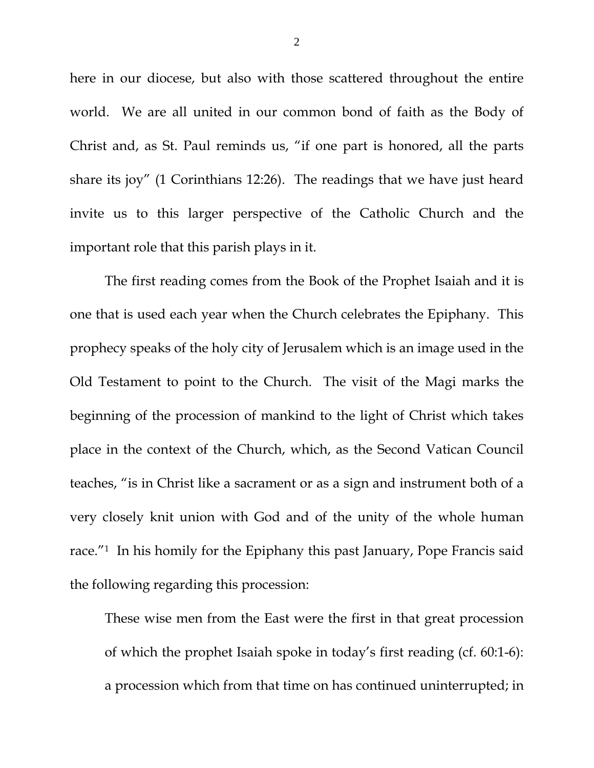here in our diocese, but also with those scattered throughout the entire world. We are all united in our common bond of faith as the Body of Christ and, as St. Paul reminds us, "if one part is honored, all the parts share its joy" (1 Corinthians 12:26). The readings that we have just heard invite us to this larger perspective of the Catholic Church and the important role that this parish plays in it.

The first reading comes from the Book of the Prophet Isaiah and it is one that is used each year when the Church celebrates the Epiphany. This prophecy speaks of the holy city of Jerusalem which is an image used in the Old Testament to point to the Church. The visit of the Magi marks the beginning of the procession of mankind to the light of Christ which takes place in the context of the Church, which, as the Second Vatican Council teaches, "is in Christ like a sacrament or as a sign and instrument both of a very closely knit union with God and of the unity of the whole human race."[1] In his homily for the Epiphany this past January, Pope Francis said the following regarding this procession:

> These wise men from the East were the first in that great procession of which the prophet Isaiah spoke in today's first reading (cf. 60:1-6): a procession which from that time on has continued uninterrupted; in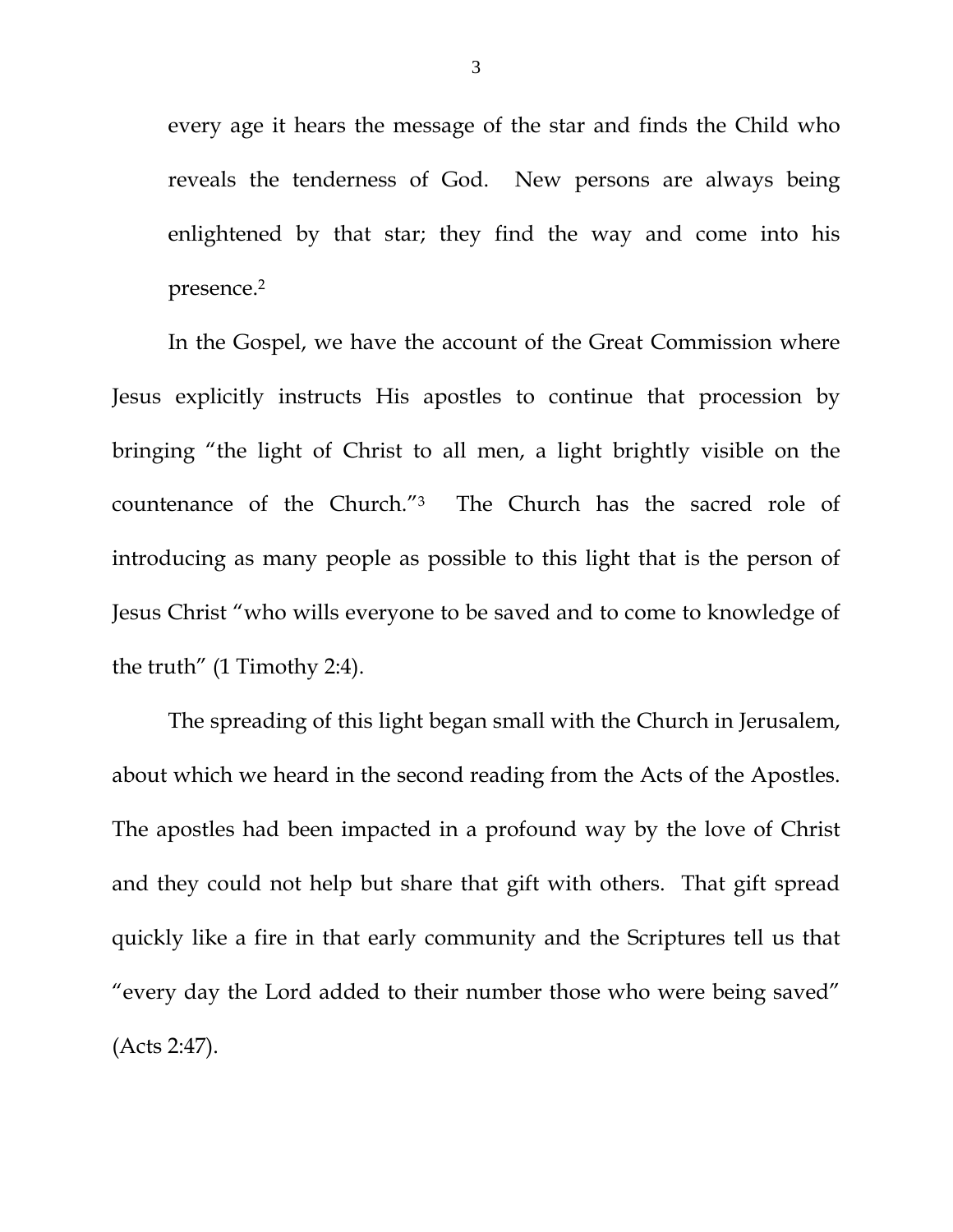every age it hears the message of the star and finds the Child who reveals the tenderness of God. New persons are always being enlightened by that star; they find the way and come into his presence.[2]

In the Gospel, we have the account of the Great Commission where Jesus explicitly instructs His apostles to continue that procession by bringing "the light of Christ to all men, a light brightly visible on the countenance of the Church."[3] The Church has the sacred role of introducing as many people as possible to this light that is the person of Jesus Christ "who wills everyone to be saved and to come to knowledge of the truth" (1 Timothy 2:4).

The spreading of this light began small with the Church in Jerusalem, about which we heard in the second reading from the Acts of the Apostles. The apostles had been impacted in a profound way by the love of Christ and they could not help but share that gift with others. That gift spread quickly like a fire in that early community and the Scriptures tell us that "every day the Lord added to their number those who were being saved" (Acts 2:47).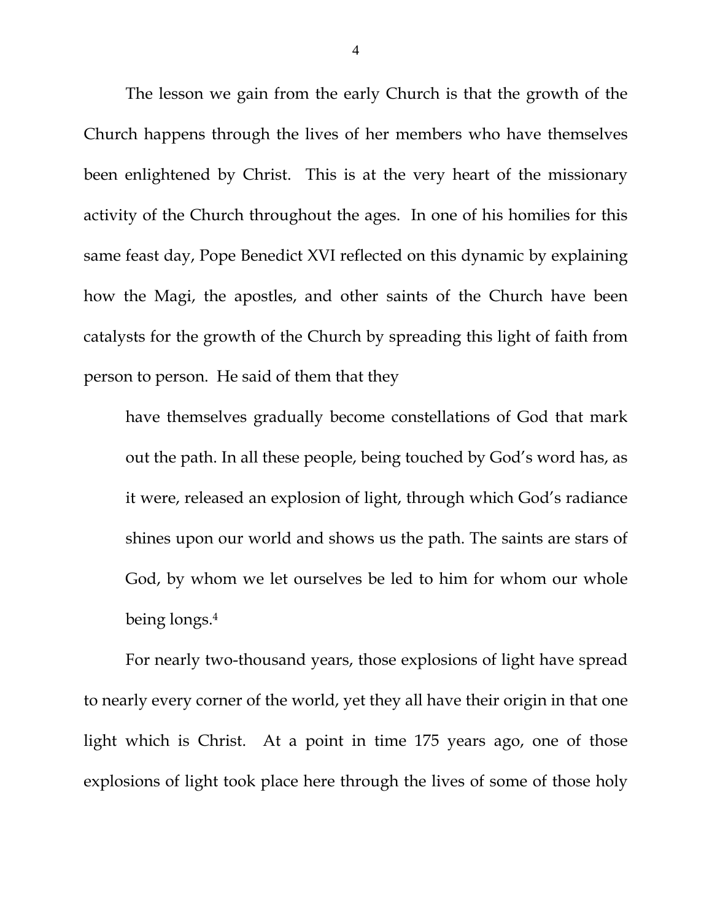The lesson we gain from the early Church is that the growth of the Church happens through the lives of her members who have themselves been enlightened by Christ. This is at the very heart of the missionary activity of the Church throughout the ages. In one of his homilies for this same feast day, Pope Benedict XVI reflected on this dynamic by explaining how the Magi, the apostles, and other saints of the Church have been catalysts for the growth of the Church by spreading this light of faith from person to person. He said of them that they

> have themselves gradually become constellations of God that mark out the path. In all these people, being touched by God's word has, as it were, released an explosion of light, through which God's radiance shines upon our world and shows us the path. The saints are stars of God, by whom we let ourselves be led to him for whom our whole being longs.[4]

For nearly two-thousand years, those explosions of light have spread to nearly every corner of the world, yet they all have their origin in that one light which is Christ. At a point in time 175 years ago, one of those explosions of light took place here through the lives of some of those holy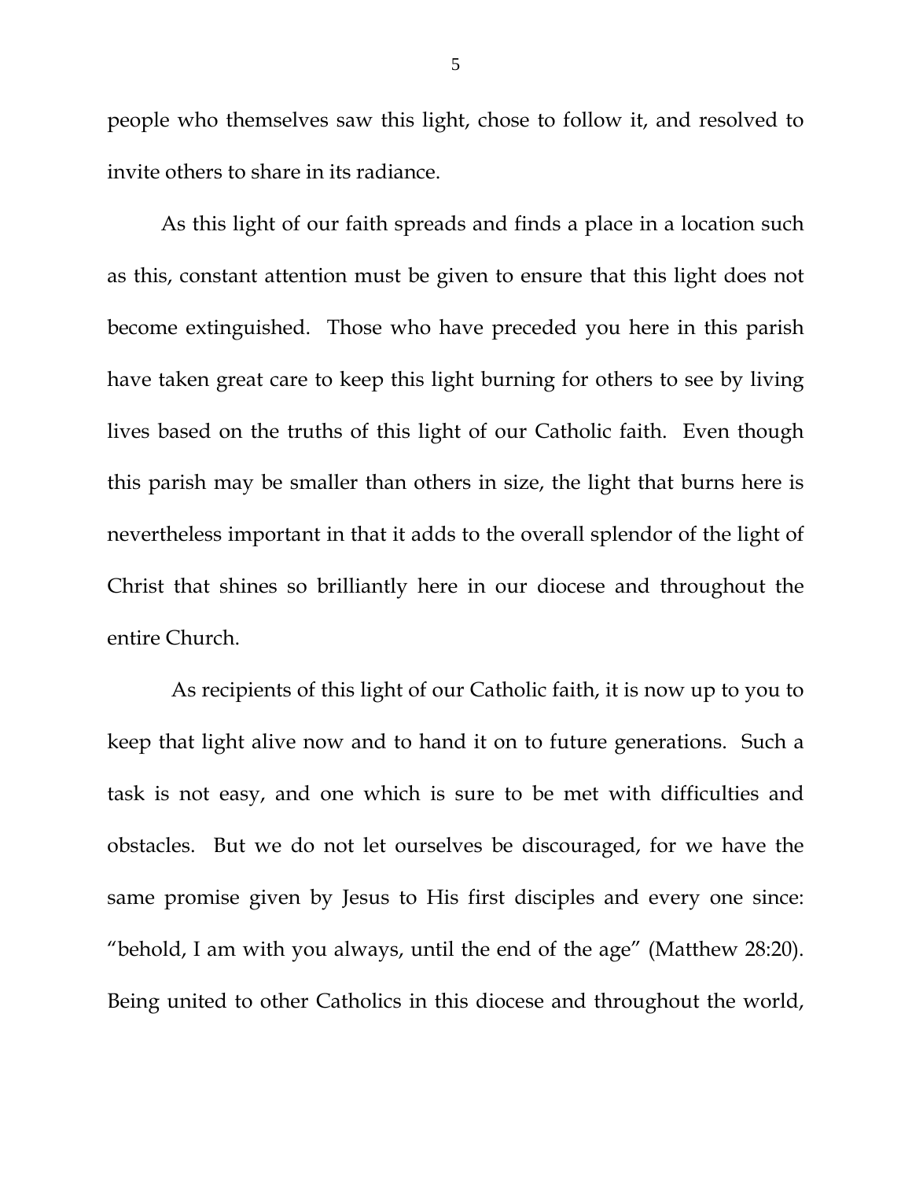people who themselves saw this light, chose to follow it, and resolved to invite others to share in its radiance.

As this light of our faith spreads and finds a place in a location such as this, constant attention must be given to ensure that this light does not become extinguished. Those who have preceded you here in this parish have taken great care to keep this light burning for others to see by living lives based on the truths of this light of our Catholic faith. Even though this parish may be smaller than others in size, the light that burns here is nevertheless important in that it adds to the overall splendor of the light of Christ that shines so brilliantly here in our diocese and throughout the entire Church.

As recipients of this light of our Catholic faith, it is now up to you to keep that light alive now and to hand it on to future generations. Such a task is not easy, and one which is sure to be met with difficulties and obstacles. But we do not let ourselves be discouraged, for we have the same promise given by Jesus to His first disciples and every one since: "behold, I am with you always, until the end of the age" (Matthew 28:20). Being united to other Catholics in this diocese and throughout the world,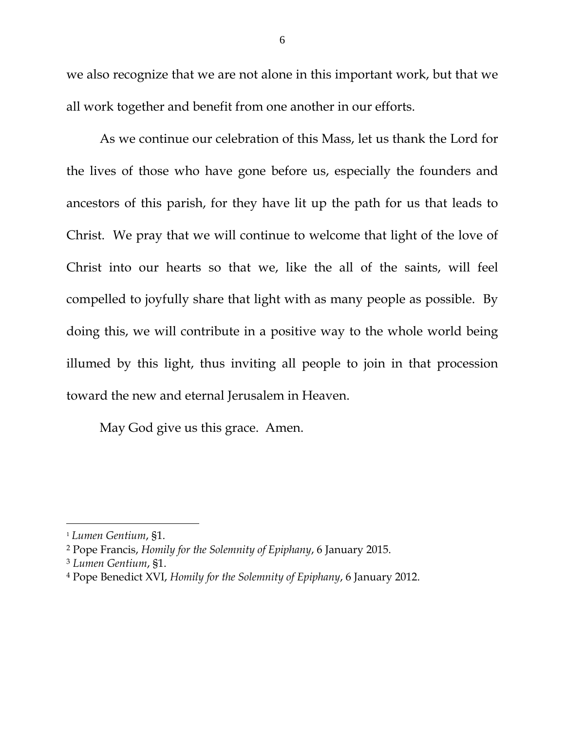we also recognize that we are not alone in this important work, but that we all work together and benefit from one another in our efforts.

As we continue our celebration of this Mass, let us thank the Lord for the lives of those who have gone before us, especially the founders and ancestors of this parish, for they have lit up the path for us that leads to Christ. We pray that we will continue to welcome that light of the love of Christ into our hearts so that we, like the all of the saints, will feel compelled to joyfully share that light with as many people as possible. By doing this, we will contribute in a positive way to the whole world being illumed by this light, thus inviting all people to join in that procession toward the new and eternal Jerusalem in Heaven.

May God give us this grace. Amen.

---

[1] *Lumen Gentium*, §1.

[2] Pope Francis, *Homily for the Solemnity of Epiphany*, 6 January 2015.

[3] *Lumen Gentium*, §1.

[4] Pope Benedict XVI, *Homily for the Solemnity of Epiphany*, 6 January 2012.